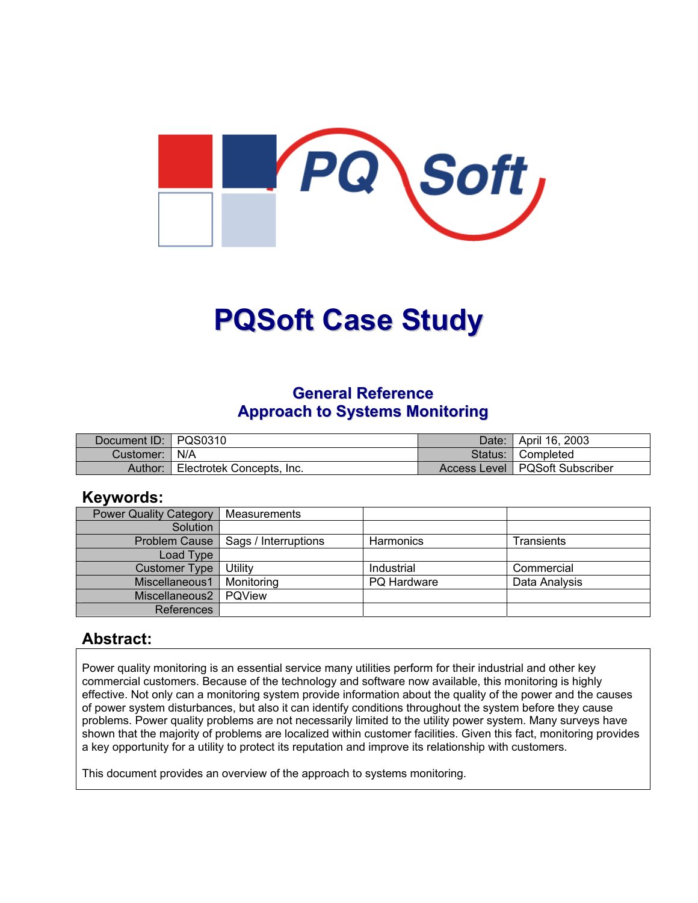# PQSoft Case Study

## General Reference
## Approach to Systems Monitoring

| Document ID: | PQS0310 | Date: | April 16, 2003 |
|---|---|---|---|
| Customer: | N/A | Status: | Completed |
| Author: | Electrotek Concepts, Inc. | Access Level | PQSoft Subscriber |

## Keywords:

| Power Quality Category | Measurements | | |
|---|---|---|---|
| Solution | | | |
| Problem Cause | Sags / Interruptions | Harmonics | Transients |
| Load Type | | | |
| Customer Type | Utility | Industrial | Commercial |
| Miscellaneous1 | Monitoring | PQ Hardware | Data Analysis |
| Miscellaneous2 | PQView | | |
| References | | | |

## Abstract:

Power quality monitoring is an essential service many utilities perform for their industrial and other key commercial customers. Because of the technology and software now available, this monitoring is highly effective. Not only can a monitoring system provide information about the quality of the power and the causes of power system disturbances, but also it can identify conditions throughout the system before they cause problems. Power quality problems are not necessarily limited to the utility power system. Many surveys have shown that the majority of problems are localized within customer facilities. Given this fact, monitoring provides a key opportunity for a utility to protect its reputation and improve its relationship with customers.

This document provides an overview of the approach to systems monitoring.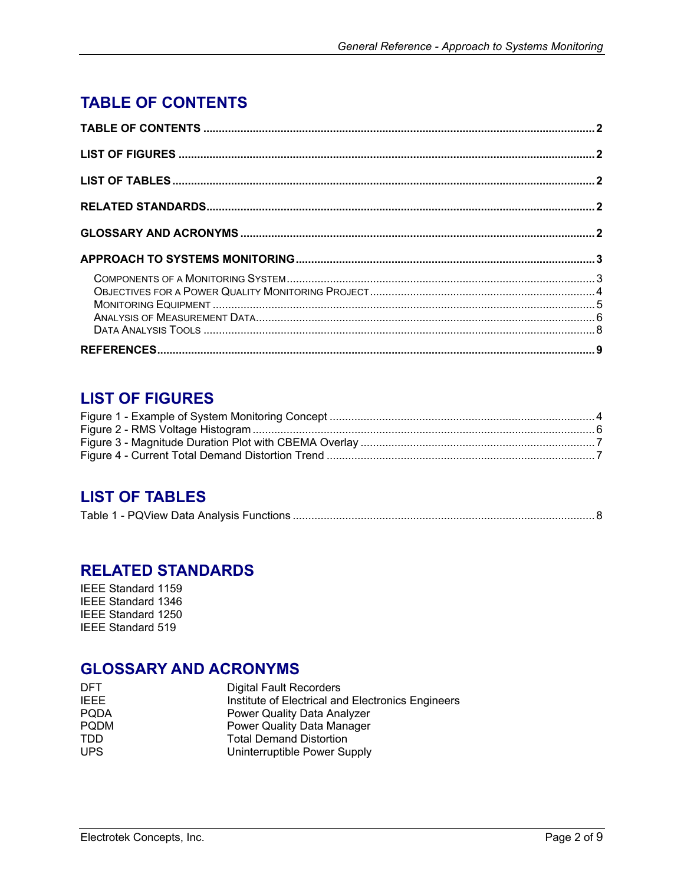# TABLE OF CONTENTS

**TABLE OF CONTENTS** .......... **2**

**LIST OF FIGURES** .......... **2**

**LIST OF TABLES** .......... **2**

**RELATED STANDARDS** .......... **2**

**GLOSSARY AND ACRONYMS** .......... **2**

**APPROACH TO SYSTEMS MONITORING** .......... **3**

- COMPONENTS OF A MONITORING SYSTEM .......... 3
- OBJECTIVES FOR A POWER QUALITY MONITORING PROJECT .......... 4
- MONITORING EQUIPMENT .......... 5
- ANALYSIS OF MEASUREMENT DATA .......... 6
- DATA ANALYSIS TOOLS .......... 8

**REFERENCES** .......... **9**

# LIST OF FIGURES

Figure 1 - Example of System Monitoring Concept .......... 4
Figure 2 - RMS Voltage Histogram .......... 6
Figure 3 - Magnitude Duration Plot with CBEMA Overlay .......... 7
Figure 4 - Current Total Demand Distortion Trend .......... 7

# LIST OF TABLES

Table 1 - PQView Data Analysis Functions .......... 8

# RELATED STANDARDS

IEEE Standard 1159
IEEE Standard 1346
IEEE Standard 1250
IEEE Standard 519

# GLOSSARY AND ACRONYMS

| | |
|---|---|
| DFT | Digital Fault Recorders |
| IEEE | Institute of Electrical and Electronics Engineers |
| PQDA | Power Quality Data Analyzer |
| PQDM | Power Quality Data Manager |
| TDD | Total Demand Distortion |
| UPS | Uninterruptible Power Supply |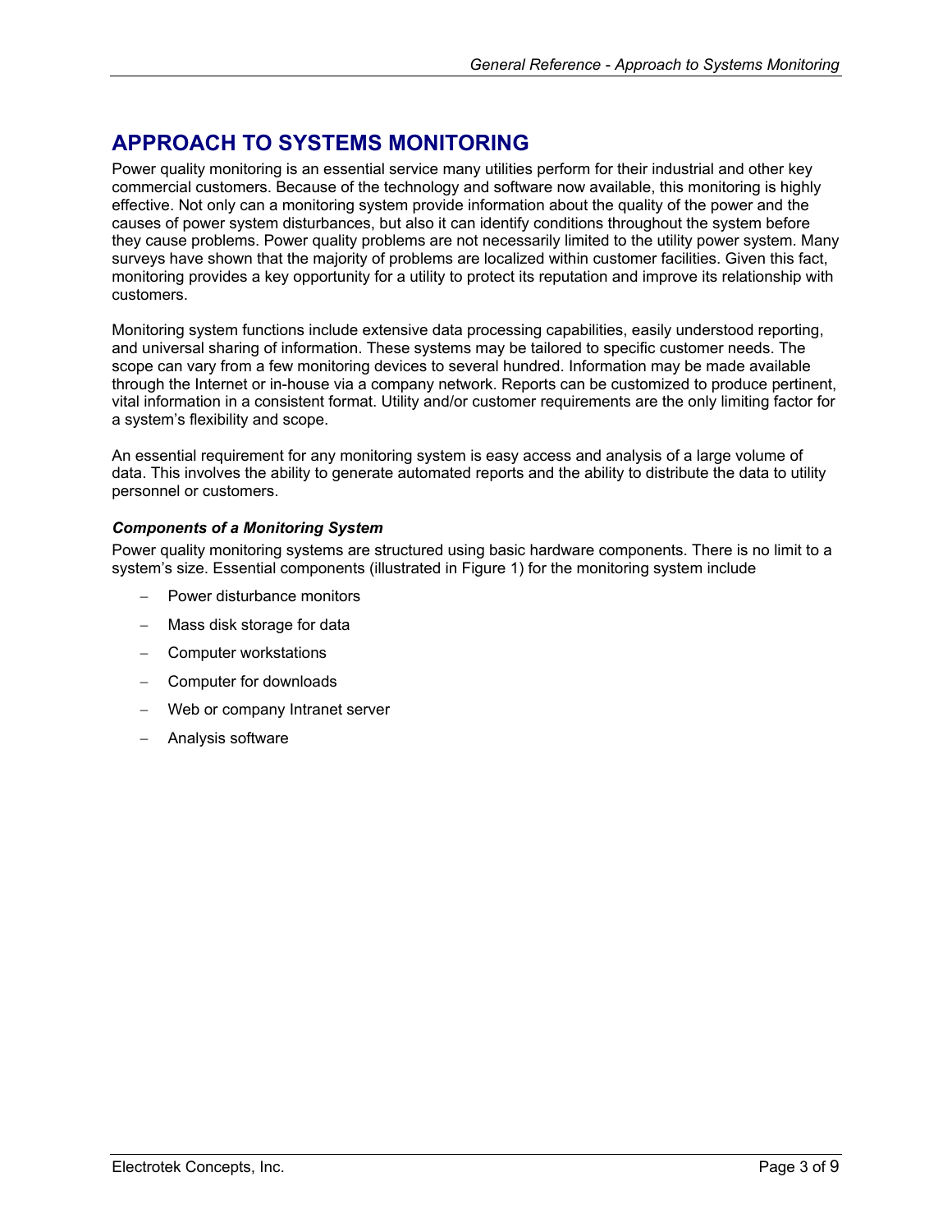# APPROACH TO SYSTEMS MONITORING

Power quality monitoring is an essential service many utilities perform for their industrial and other key commercial customers. Because of the technology and software now available, this monitoring is highly effective. Not only can a monitoring system provide information about the quality of the power and the causes of power system disturbances, but also it can identify conditions throughout the system before they cause problems. Power quality problems are not necessarily limited to the utility power system. Many surveys have shown that the majority of problems are localized within customer facilities. Given this fact, monitoring provides a key opportunity for a utility to protect its reputation and improve its relationship with customers.

Monitoring system functions include extensive data processing capabilities, easily understood reporting, and universal sharing of information. These systems may be tailored to specific customer needs. The scope can vary from a few monitoring devices to several hundred. Information may be made available through the Internet or in-house via a company network. Reports can be customized to produce pertinent, vital information in a consistent format. Utility and/or customer requirements are the only limiting factor for a system's flexibility and scope.

An essential requirement for any monitoring system is easy access and analysis of a large volume of data. This involves the ability to generate automated reports and the ability to distribute the data to utility personnel or customers.

### *Components of a Monitoring System*

Power quality monitoring systems are structured using basic hardware components. There is no limit to a system's size. Essential components (illustrated in Figure 1) for the monitoring system include

- Power disturbance monitors
- Mass disk storage for data
- Computer workstations
- Computer for downloads
- Web or company Intranet server
- Analysis software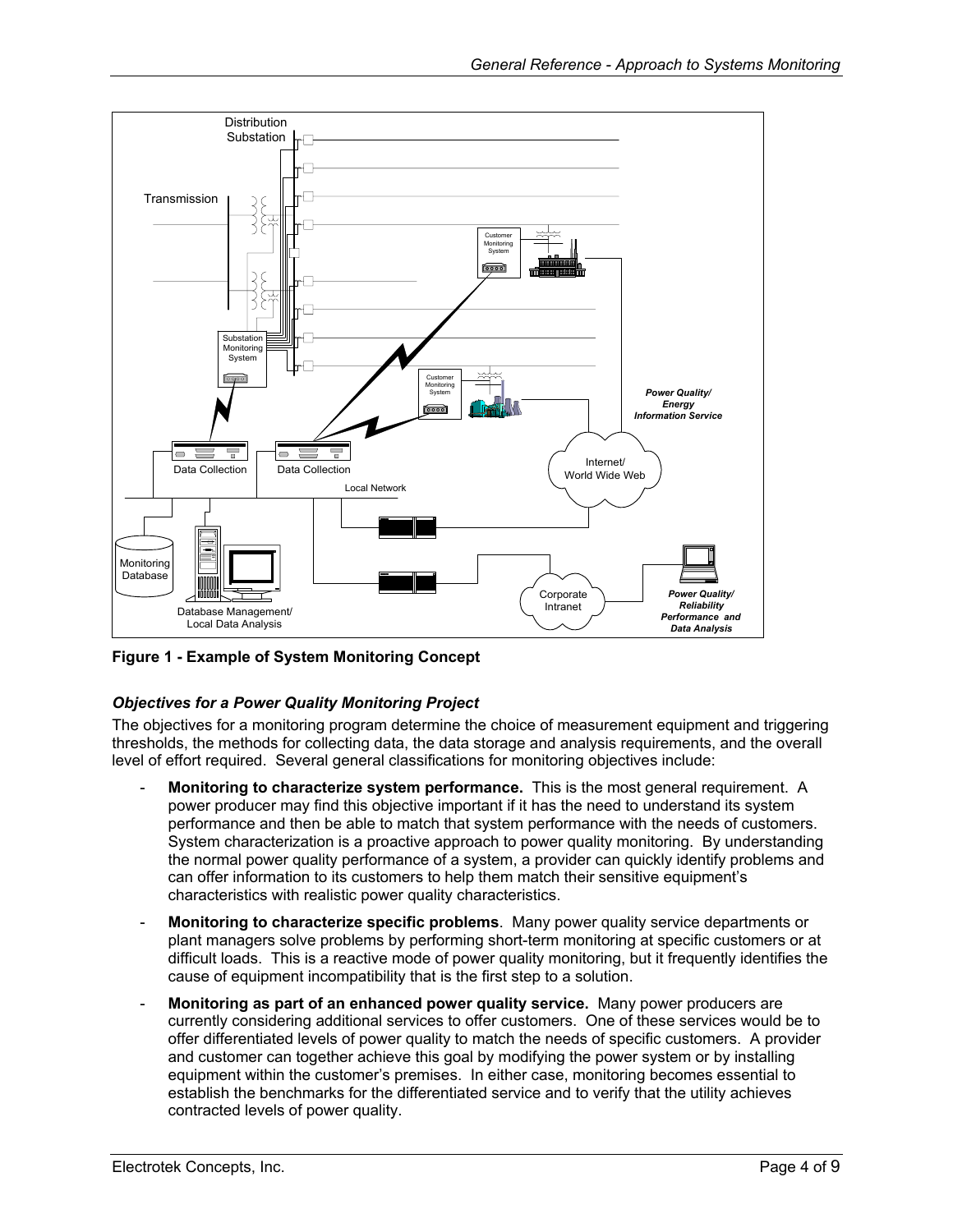**Figure 1 - Example of System Monitoring Concept**

### *Objectives for a Power Quality Monitoring Project*

The objectives for a monitoring program determine the choice of measurement equipment and triggering thresholds, the methods for collecting data, the data storage and analysis requirements, and the overall level of effort required. Several general classifications for monitoring objectives include:

- **Monitoring to characterize system performance.** This is the most general requirement. A power producer may find this objective important if it has the need to understand its system performance and then be able to match that system performance with the needs of customers. System characterization is a proactive approach to power quality monitoring. By understanding the normal power quality performance of a system, a provider can quickly identify problems and can offer information to its customers to help them match their sensitive equipment's characteristics with realistic power quality characteristics.
- **Monitoring to characterize specific problems**. Many power quality service departments or plant managers solve problems by performing short-term monitoring at specific customers or at difficult loads. This is a reactive mode of power quality monitoring, but it frequently identifies the cause of equipment incompatibility that is the first step to a solution.
- **Monitoring as part of an enhanced power quality service.** Many power producers are currently considering additional services to offer customers. One of these services would be to offer differentiated levels of power quality to match the needs of specific customers. A provider and customer can together achieve this goal by modifying the power system or by installing equipment within the customer's premises. In either case, monitoring becomes essential to establish the benchmarks for the differentiated service and to verify that the utility achieves contracted levels of power quality.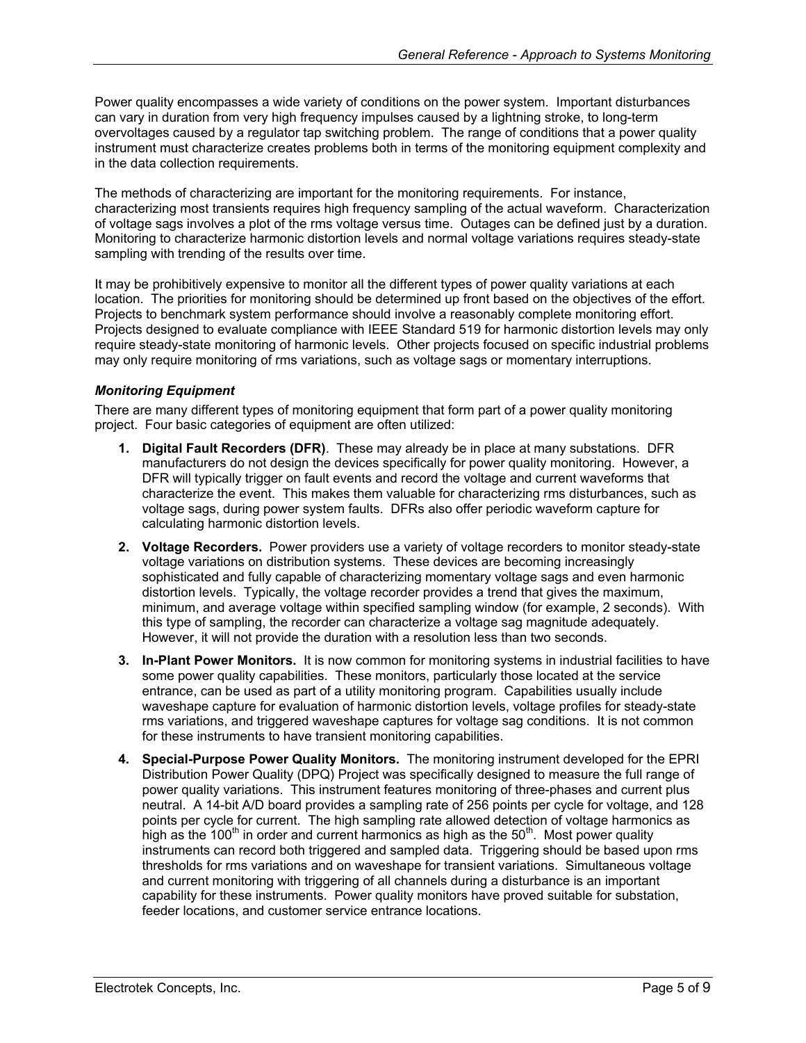Power quality encompasses a wide variety of conditions on the power system. Important disturbances can vary in duration from very high frequency impulses caused by a lightning stroke, to long-term overvoltages caused by a regulator tap switching problem. The range of conditions that a power quality instrument must characterize creates problems both in terms of the monitoring equipment complexity and in the data collection requirements.

The methods of characterizing are important for the monitoring requirements. For instance, characterizing most transients requires high frequency sampling of the actual waveform. Characterization of voltage sags involves a plot of the rms voltage versus time. Outages can be defined just by a duration. Monitoring to characterize harmonic distortion levels and normal voltage variations requires steady-state sampling with trending of the results over time.

It may be prohibitively expensive to monitor all the different types of power quality variations at each location. The priorities for monitoring should be determined up front based on the objectives of the effort. Projects to benchmark system performance should involve a reasonably complete monitoring effort. Projects designed to evaluate compliance with IEEE Standard 519 for harmonic distortion levels may only require steady-state monitoring of harmonic levels. Other projects focused on specific industrial problems may only require monitoring of rms variations, such as voltage sags or momentary interruptions.

### *Monitoring Equipment*

There are many different types of monitoring equipment that form part of a power quality monitoring project. Four basic categories of equipment are often utilized:

1. **Digital Fault Recorders (DFR)**. These may already be in place at many substations. DFR manufacturers do not design the devices specifically for power quality monitoring. However, a DFR will typically trigger on fault events and record the voltage and current waveforms that characterize the event. This makes them valuable for characterizing rms disturbances, such as voltage sags, during power system faults. DFRs also offer periodic waveform capture for calculating harmonic distortion levels.

2. **Voltage Recorders.** Power providers use a variety of voltage recorders to monitor steady-state voltage variations on distribution systems. These devices are becoming increasingly sophisticated and fully capable of characterizing momentary voltage sags and even harmonic distortion levels. Typically, the voltage recorder provides a trend that gives the maximum, minimum, and average voltage within specified sampling window (for example, 2 seconds). With this type of sampling, the recorder can characterize a voltage sag magnitude adequately. However, it will not provide the duration with a resolution less than two seconds.

3. **In-Plant Power Monitors.** It is now common for monitoring systems in industrial facilities to have some power quality capabilities. These monitors, particularly those located at the service entrance, can be used as part of a utility monitoring program. Capabilities usually include waveshape capture for evaluation of harmonic distortion levels, voltage profiles for steady-state rms variations, and triggered waveshape captures for voltage sag conditions. It is not common for these instruments to have transient monitoring capabilities.

4. **Special-Purpose Power Quality Monitors.** The monitoring instrument developed for the EPRI Distribution Power Quality (DPQ) Project was specifically designed to measure the full range of power quality variations. This instrument features monitoring of three-phases and current plus neutral. A 14-bit A/D board provides a sampling rate of 256 points per cycle for voltage, and 128 points per cycle for current. The high sampling rate allowed detection of voltage harmonics as high as the $100^{th}$ in order and current harmonics as high as the $50^{th}$. Most power quality instruments can record both triggered and sampled data. Triggering should be based upon rms thresholds for rms variations and on waveshape for transient variations. Simultaneous voltage and current monitoring with triggering of all channels during a disturbance is an important capability for these instruments. Power quality monitors have proved suitable for substation, feeder locations, and customer service entrance locations.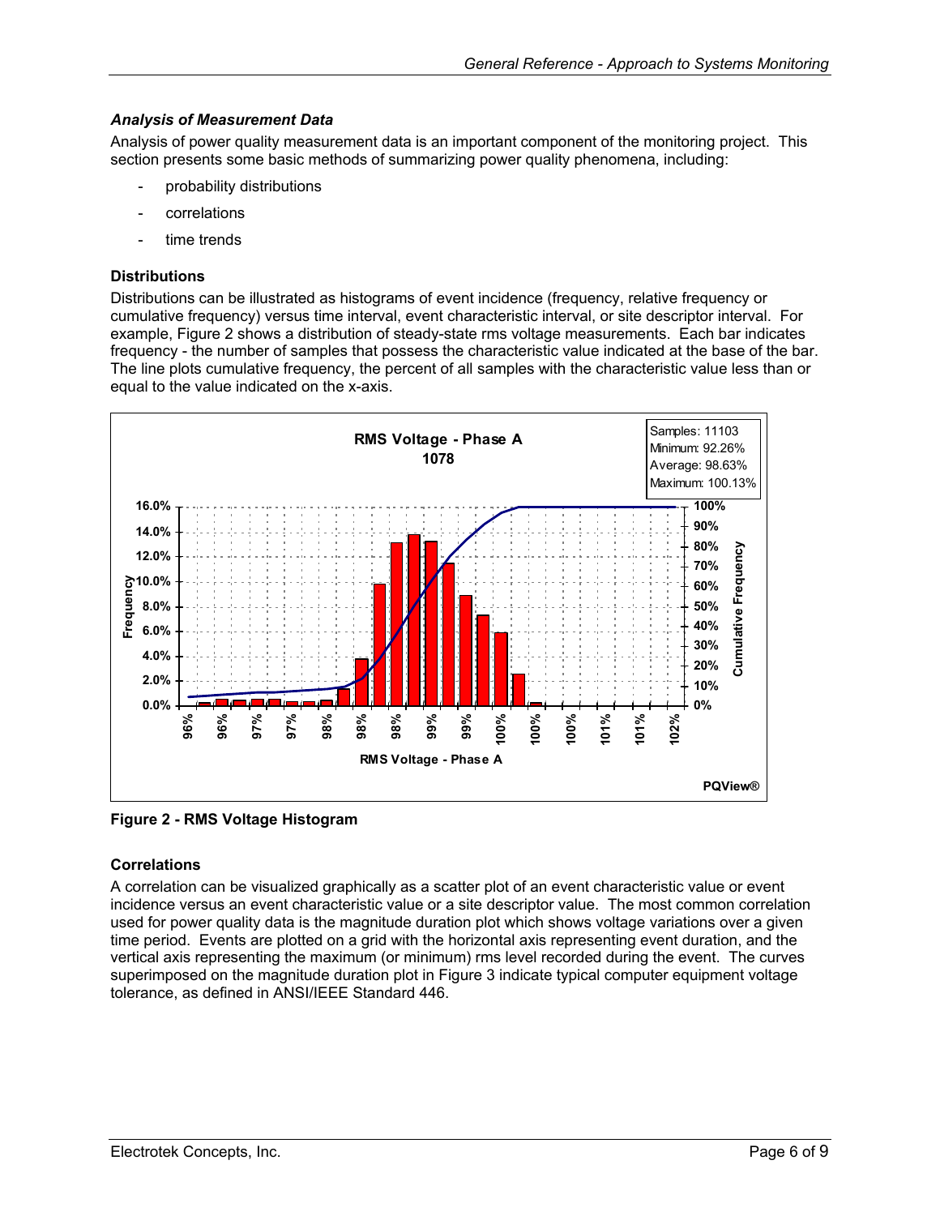### *Analysis of Measurement Data*

Analysis of power quality measurement data is an important component of the monitoring project. This section presents some basic methods of summarizing power quality phenomena, including:

- probability distributions
- correlations
- time trends

#### Distributions

Distributions can be illustrated as histograms of event incidence (frequency, relative frequency or cumulative frequency) versus time interval, event characteristic interval, or site descriptor interval. For example, Figure 2 shows a distribution of steady-state rms voltage measurements. Each bar indicates frequency - the number of samples that possess the characteristic value indicated at the base of the bar. The line plots cumulative frequency, the percent of all samples with the characteristic value less than or equal to the value indicated on the x-axis.

**Figure 2 - RMS Voltage Histogram**

#### Correlations

A correlation can be visualized graphically as a scatter plot of an event characteristic value or event incidence versus an event characteristic value or a site descriptor value. The most common correlation used for power quality data is the magnitude duration plot which shows voltage variations over a given time period. Events are plotted on a grid with the horizontal axis representing event duration, and the vertical axis representing the maximum (or minimum) rms level recorded during the event. The curves superimposed on the magnitude duration plot in Figure 3 indicate typical computer equipment voltage tolerance, as defined in ANSI/IEEE Standard 446.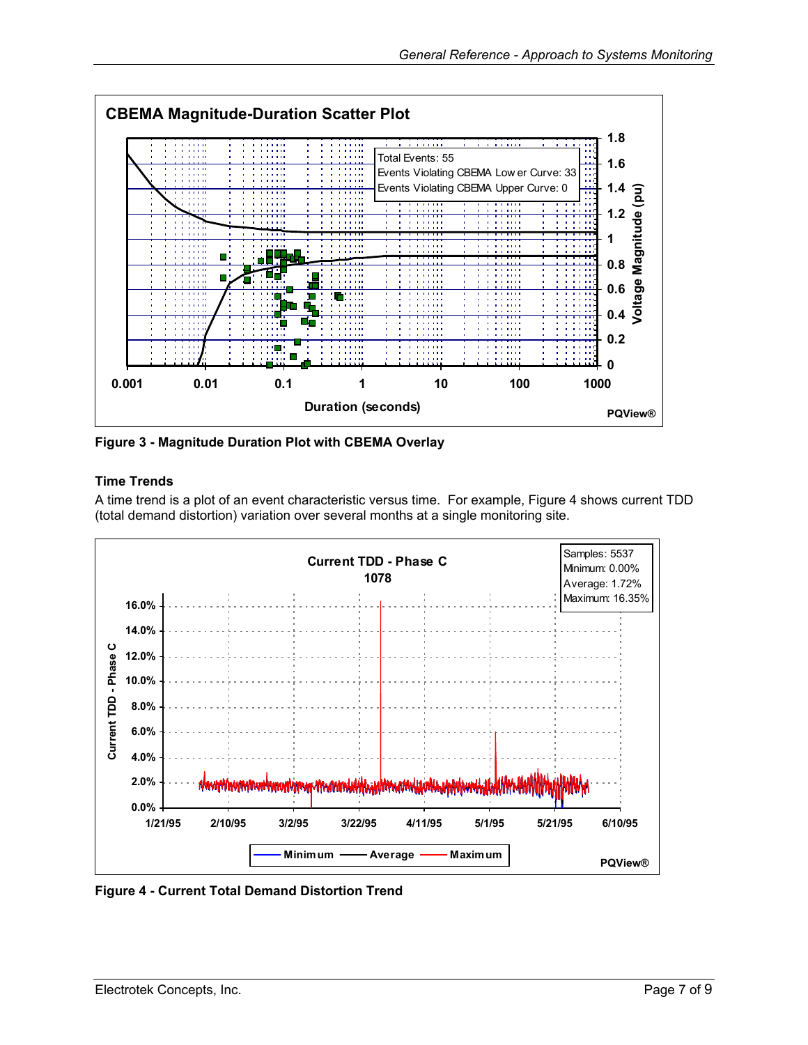Figure 3 - Magnitude Duration Plot with CBEMA Overlay

### Time Trends

A time trend is a plot of an event characteristic versus time. For example, Figure 4 shows current TDD (total demand distortion) variation over several months at a single monitoring site.

Figure 4 - Current Total Demand Distortion Trend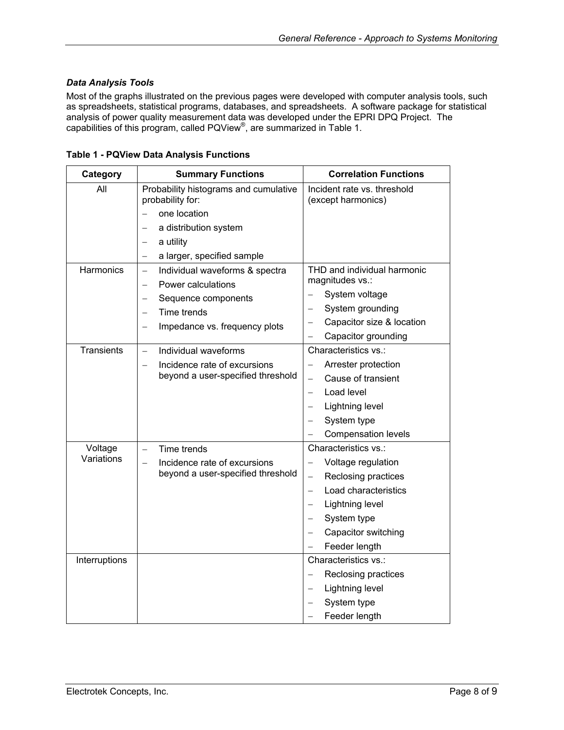### *Data Analysis Tools*

Most of the graphs illustrated on the previous pages were developed with computer analysis tools, such as spreadsheets, statistical programs, databases, and spreadsheets. A software package for statistical analysis of power quality measurement data was developed under the EPRI DPQ Project. The capabilities of this program, called PQView®, are summarized in Table 1.

**Table 1 - PQView Data Analysis Functions**

| Category | Summary Functions | Correlation Functions |
|---|---|---|
| All | Probability histograms and cumulative probability for:<br>– one location<br>– a distribution system<br>– a utility<br>– a larger, specified sample | Incident rate vs. threshold (except harmonics) |
| Harmonics | – Individual waveforms & spectra<br>– Power calculations<br>– Sequence components<br>– Time trends<br>– Impedance vs. frequency plots | THD and individual harmonic magnitudes vs.:<br>– System voltage<br>– System grounding<br>– Capacitor size & location<br>– Capacitor grounding |
| Transients | – Individual waveforms<br>– Incidence rate of excursions beyond a user-specified threshold | Characteristics vs.:<br>– Arrester protection<br>– Cause of transient<br>– Load level<br>– Lightning level<br>– System type<br>– Compensation levels |
| Voltage Variations | – Time trends<br>– Incidence rate of excursions beyond a user-specified threshold | Characteristics vs.:<br>– Voltage regulation<br>– Reclosing practices<br>– Load characteristics<br>– Lightning level<br>– System type<br>– Capacitor switching<br>– Feeder length |
| Interruptions | | Characteristics vs.:<br>– Reclosing practices<br>– Lightning level<br>– System type<br>– Feeder length |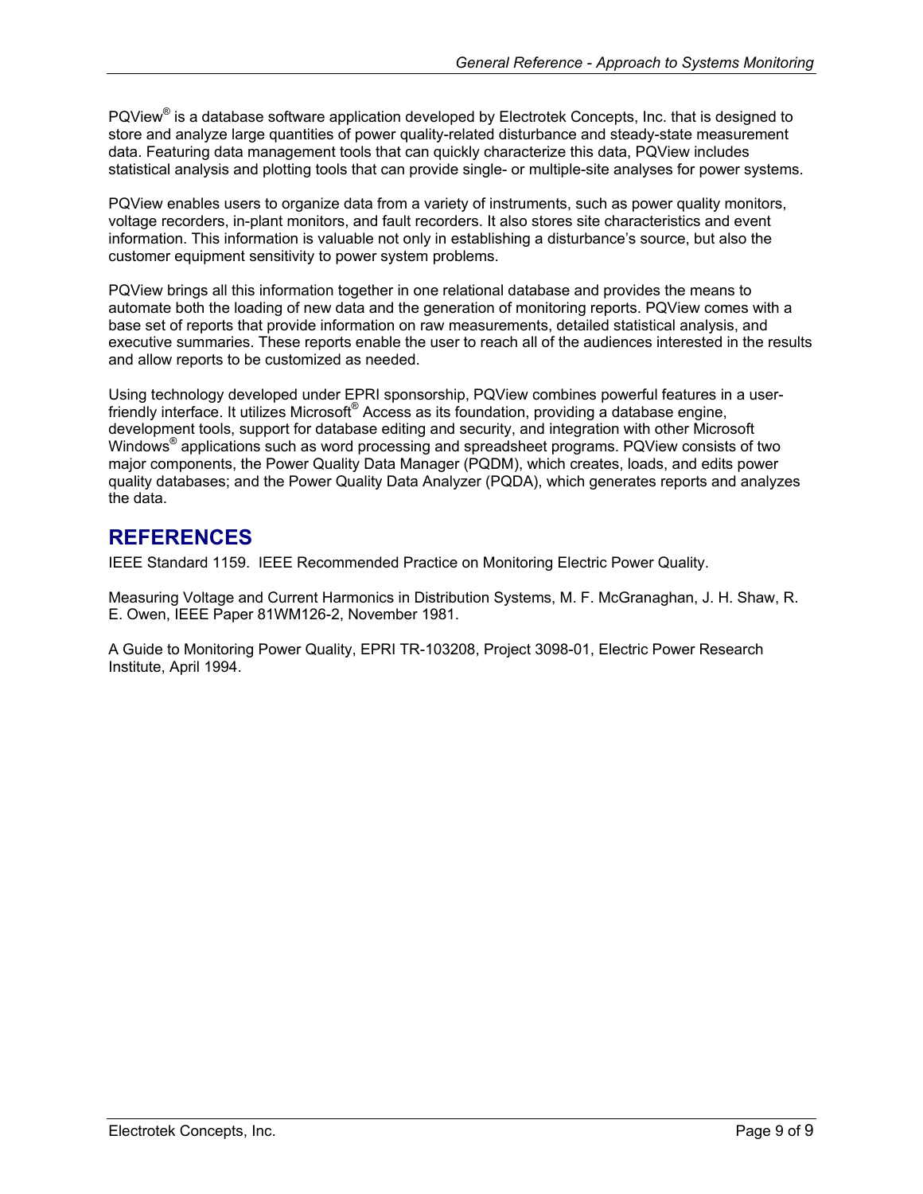PQView® is a database software application developed by Electrotek Concepts, Inc. that is designed to store and analyze large quantities of power quality-related disturbance and steady-state measurement data. Featuring data management tools that can quickly characterize this data, PQView includes statistical analysis and plotting tools that can provide single- or multiple-site analyses for power systems.

PQView enables users to organize data from a variety of instruments, such as power quality monitors, voltage recorders, in-plant monitors, and fault recorders. It also stores site characteristics and event information. This information is valuable not only in establishing a disturbance's source, but also the customer equipment sensitivity to power system problems.

PQView brings all this information together in one relational database and provides the means to automate both the loading of new data and the generation of monitoring reports. PQView comes with a base set of reports that provide information on raw measurements, detailed statistical analysis, and executive summaries. These reports enable the user to reach all of the audiences interested in the results and allow reports to be customized as needed.

Using technology developed under EPRI sponsorship, PQView combines powerful features in a user-friendly interface. It utilizes Microsoft® Access as its foundation, providing a database engine, development tools, support for database editing and security, and integration with other Microsoft Windows® applications such as word processing and spreadsheet programs. PQView consists of two major components, the Power Quality Data Manager (PQDM), which creates, loads, and edits power quality databases; and the Power Quality Data Analyzer (PQDA), which generates reports and analyzes the data.

## REFERENCES

IEEE Standard 1159. IEEE Recommended Practice on Monitoring Electric Power Quality.

Measuring Voltage and Current Harmonics in Distribution Systems, M. F. McGranaghan, J. H. Shaw, R. E. Owen, IEEE Paper 81WM126-2, November 1981.

A Guide to Monitoring Power Quality, EPRI TR-103208, Project 3098-01, Electric Power Research Institute, April 1994.